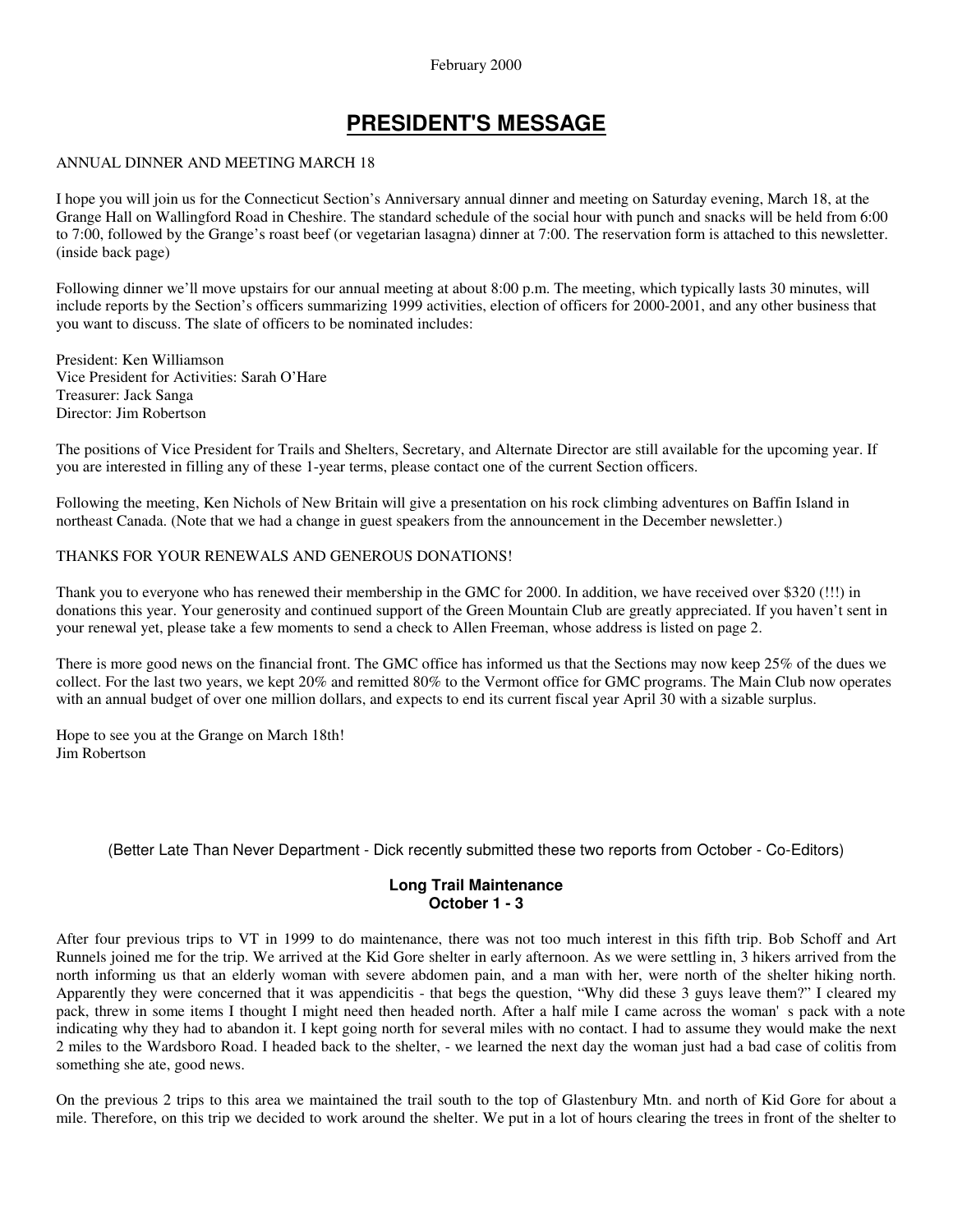February 2000

# PRESIDENT'S MESSAGE

ANNUAL DINNER AND MEETING MARCH 18

I hope you will join us for the Connecticut Section's Anniversary annual dinner and meeting on Saturday evening, March 18, at the Grange Hall on Wallingford Road in Cheshire. The standard schedule of the social hour with punch and snacks will be held from 6:00 to 7:00, followed by the Grange's roast beef (or vegetarian lasagna) dinner at 7:00. The reservation form is attached to this newsletter. (inside back page)

Following dinner we'll move upstairs for our annual meeting at about 8:00 p.m. The meeting, which typically lasts 30 minutes, will include reports by the Section's officers summarizing 1999 activities, election of officers for 2000-2001, and any other business that you want to discuss. The slate of officers to be nominated includes:

President: Ken Williamson
Vice President for Activities: Sarah O'Hare
Treasurer: Jack Sanga
Director: Jim Robertson

The positions of Vice President for Trails and Shelters, Secretary, and Alternate Director are still available for the upcoming year. If you are interested in filling any of these 1-year terms, please contact one of the current Section officers.

Following the meeting, Ken Nichols of New Britain will give a presentation on his rock climbing adventures on Baffin Island in northeast Canada. (Note that we had a change in guest speakers from the announcement in the December newsletter.)

THANKS FOR YOUR RENEWALS AND GENEROUS DONATIONS!

Thank you to everyone who has renewed their membership in the GMC for 2000. In addition, we have received over $320 (!!!) in donations this year. Your generosity and continued support of the Green Mountain Club are greatly appreciated. If you haven't sent in your renewal yet, please take a few moments to send a check to Allen Freeman, whose address is listed on page 2.

There is more good news on the financial front. The GMC office has informed us that the Sections may now keep 25% of the dues we collect. For the last two years, we kept 20% and remitted 80% to the Vermont office for GMC programs. The Main Club now operates with an annual budget of over one million dollars, and expects to end its current fiscal year April 30 with a sizable surplus.

Hope to see you at the Grange on March 18th!
Jim Robertson

(Better Late Than Never Department - Dick recently submitted these two reports from October - Co-Editors)

### Long Trail Maintenance
### October 1 - 3

After four previous trips to VT in 1999 to do maintenance, there was not too much interest in this fifth trip. Bob Schoff and Art Runnels joined me for the trip. We arrived at the Kid Gore shelter in early afternoon. As we were settling in, 3 hikers arrived from the north informing us that an elderly woman with severe abdomen pain, and a man with her, were north of the shelter hiking north. Apparently they were concerned that it was appendicitis - that begs the question, "Why did these 3 guys leave them?" I cleared my pack, threw in some items I thought I might need then headed north. After a half mile I came across the woman' s pack with a note indicating why they had to abandon it. I kept going north for several miles with no contact. I had to assume they would make the next 2 miles to the Wardsboro Road. I headed back to the shelter, - we learned the next day the woman just had a bad case of colitis from something she ate, good news.

On the previous 2 trips to this area we maintained the trail south to the top of Glastenbury Mtn. and north of Kid Gore for about a mile. Therefore, on this trip we decided to work around the shelter. We put in a lot of hours clearing the trees in front of the shelter to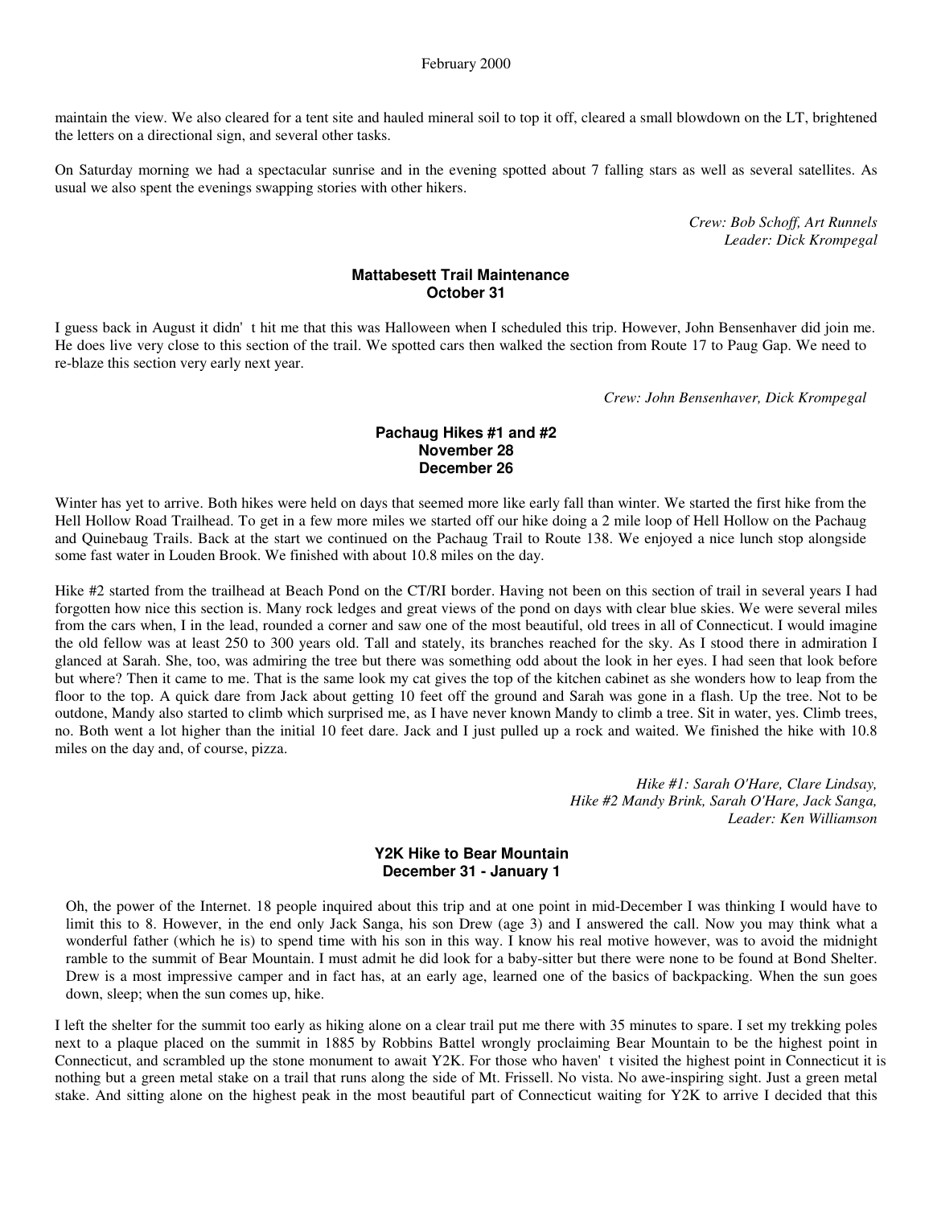maintain the view. We also cleared for a tent site and hauled mineral soil to top it off, cleared a small blowdown on the LT, brightened the letters on a directional sign, and several other tasks.

On Saturday morning we had a spectacular sunrise and in the evening spotted about 7 falling stars as well as several satellites. As usual we also spent the evenings swapping stories with other hikers.

*Crew: Bob Schoff, Art Runnels*
*Leader: Dick Krompegal*

### Mattabesett Trail Maintenance
### October 31

I guess back in August it didn' t hit me that this was Halloween when I scheduled this trip. However, John Bensenhaver did join me. He does live very close to this section of the trail. We spotted cars then walked the section from Route 17 to Paug Gap. We need to re-blaze this section very early next year.

*Crew: John Bensenhaver, Dick Krompegal*

### Pachaug Hikes #1 and #2
### November 28
### December 26

Winter has yet to arrive. Both hikes were held on days that seemed more like early fall than winter. We started the first hike from the Hell Hollow Road Trailhead. To get in a few more miles we started off our hike doing a 2 mile loop of Hell Hollow on the Pachaug and Quinebaug Trails. Back at the start we continued on the Pachaug Trail to Route 138. We enjoyed a nice lunch stop alongside some fast water in Louden Brook. We finished with about 10.8 miles on the day.

Hike #2 started from the trailhead at Beach Pond on the CT/RI border. Having not been on this section of trail in several years I had forgotten how nice this section is. Many rock ledges and great views of the pond on days with clear blue skies. We were several miles from the cars when, I in the lead, rounded a corner and saw one of the most beautiful, old trees in all of Connecticut. I would imagine the old fellow was at least 250 to 300 years old. Tall and stately, its branches reached for the sky. As I stood there in admiration I glanced at Sarah. She, too, was admiring the tree but there was something odd about the look in her eyes. I had seen that look before but where? Then it came to me. That is the same look my cat gives the top of the kitchen cabinet as she wonders how to leap from the floor to the top. A quick dare from Jack about getting 10 feet off the ground and Sarah was gone in a flash. Up the tree. Not to be outdone, Mandy also started to climb which surprised me, as I have never known Mandy to climb a tree. Sit in water, yes. Climb trees, no. Both went a lot higher than the initial 10 feet dare. Jack and I just pulled up a rock and waited. We finished the hike with 10.8 miles on the day and, of course, pizza.

*Hike #1: Sarah O'Hare, Clare Lindsay,*
*Hike #2 Mandy Brink, Sarah O'Hare, Jack Sanga,*
*Leader: Ken Williamson*

### Y2K Hike to Bear Mountain
### December 31 - January 1

Oh, the power of the Internet. 18 people inquired about this trip and at one point in mid-December I was thinking I would have to limit this to 8. However, in the end only Jack Sanga, his son Drew (age 3) and I answered the call. Now you may think what a wonderful father (which he is) to spend time with his son in this way. I know his real motive however, was to avoid the midnight ramble to the summit of Bear Mountain. I must admit he did look for a baby-sitter but there were none to be found at Bond Shelter. Drew is a most impressive camper and in fact has, at an early age, learned one of the basics of backpacking. When the sun goes down, sleep; when the sun comes up, hike.

I left the shelter for the summit too early as hiking alone on a clear trail put me there with 35 minutes to spare. I set my trekking poles next to a plaque placed on the summit in 1885 by Robbins Battel wrongly proclaiming Bear Mountain to be the highest point in Connecticut, and scrambled up the stone monument to await Y2K. For those who haven' t visited the highest point in Connecticut it is nothing but a green metal stake on a trail that runs along the side of Mt. Frissell. No vista. No awe-inspiring sight. Just a green metal stake. And sitting alone on the highest peak in the most beautiful part of Connecticut waiting for Y2K to arrive I decided that this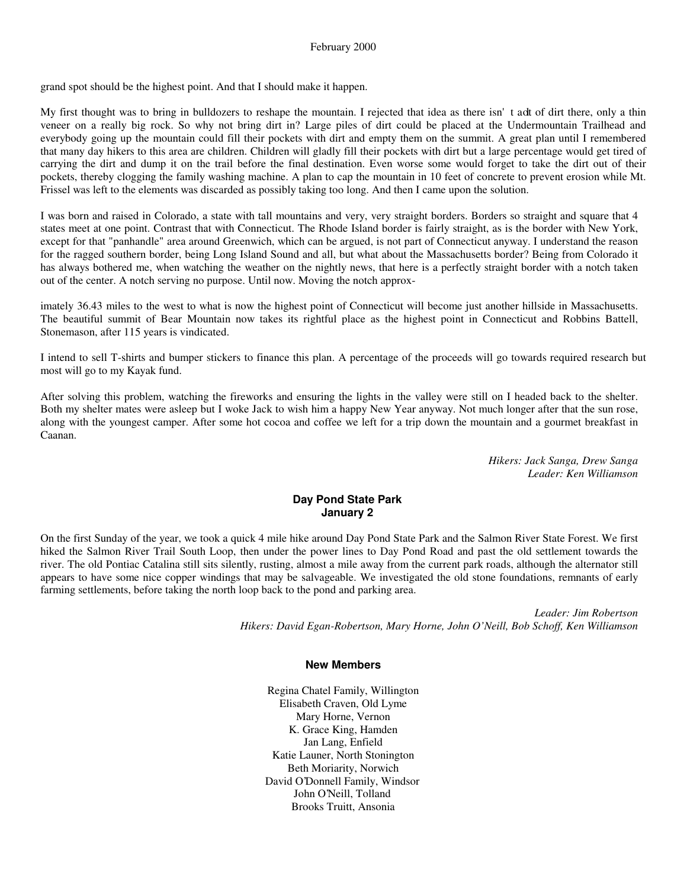grand spot should be the highest point. And that I should make it happen.

My first thought was to bring in bulldozers to reshape the mountain. I rejected that idea as there isn' t adt of dirt there, only a thin veneer on a really big rock. So why not bring dirt in? Large piles of dirt could be placed at the Undermountain Trailhead and everybody going up the mountain could fill their pockets with dirt and empty them on the summit. A great plan until I remembered that many day hikers to this area are children. Children will gladly fill their pockets with dirt but a large percentage would get tired of carrying the dirt and dump it on the trail before the final destination. Even worse some would forget to take the dirt out of their pockets, thereby clogging the family washing machine. A plan to cap the mountain in 10 feet of concrete to prevent erosion while Mt. Frissel was left to the elements was discarded as possibly taking too long. And then I came upon the solution.

I was born and raised in Colorado, a state with tall mountains and very, very straight borders. Borders so straight and square that 4 states meet at one point. Contrast that with Connecticut. The Rhode Island border is fairly straight, as is the border with New York, except for that "panhandle" area around Greenwich, which can be argued, is not part of Connecticut anyway. I understand the reason for the ragged southern border, being Long Island Sound and all, but what about the Massachusetts border? Being from Colorado it has always bothered me, when watching the weather on the nightly news, that here is a perfectly straight border with a notch taken out of the center. A notch serving no purpose. Until now. Moving the notch approximately 36.43 miles to the west to what is now the highest point of Connecticut will become just another hillside in Massachusetts. The beautiful summit of Bear Mountain now takes its rightful place as the highest point in Connecticut and Robbins Battell, Stonemason, after 115 years is vindicated.

I intend to sell T-shirts and bumper stickers to finance this plan. A percentage of the proceeds will go towards required research but most will go to my Kayak fund.

After solving this problem, watching the fireworks and ensuring the lights in the valley were still on I headed back to the shelter. Both my shelter mates were asleep but I woke Jack to wish him a happy New Year anyway. Not much longer after that the sun rose, along with the youngest camper. After some hot cocoa and coffee we left for a trip down the mountain and a gourmet breakfast in Caanan.

*Hikers: Jack Sanga, Drew Sanga*
*Leader: Ken Williamson*

### Day Pond State Park
### January 2

On the first Sunday of the year, we took a quick 4 mile hike around Day Pond State Park and the Salmon River State Forest. We first hiked the Salmon River Trail South Loop, then under the power lines to Day Pond Road and past the old settlement towards the river. The old Pontiac Catalina still sits silently, rusting, almost a mile away from the current park roads, although the alternator still appears to have some nice copper windings that may be salvageable. We investigated the old stone foundations, remnants of early farming settlements, before taking the north loop back to the pond and parking area.

*Leader: Jim Robertson*
*Hikers: David Egan-Robertson, Mary Horne, John O'Neill, Bob Schoff, Ken Williamson*

### New Members

Regina Chatel Family, Willington
Elisabeth Craven, Old Lyme
Mary Horne, Vernon
K. Grace King, Hamden
Jan Lang, Enfield
Katie Launer, North Stonington
Beth Moriarity, Norwich
David O'Donnell Family, Windsor
John O'Neill, Tolland
Brooks Truitt, Ansonia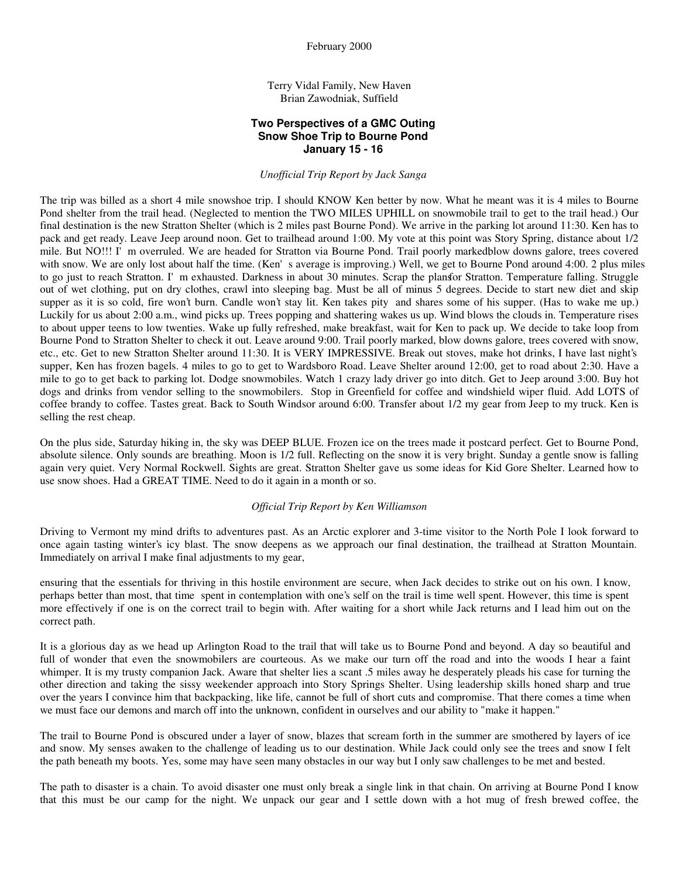February 2000

Terry Vidal Family, New Haven
Brian Zawodniak, Suffield

## Two Perspectives of a GMC Outing
## Snow Shoe Trip to Bourne Pond
## January 15 - 16

*Unofficial Trip Report by Jack Sanga*

The trip was billed as a short 4 mile snowshoe trip. I should KNOW Ken better by now. What he meant was it is 4 miles to Bourne Pond shelter from the trail head. (Neglected to mention the TWO MILES UPHILL on snowmobile trail to get to the trail head.) Our final destination is the new Stratton Shelter (which is 2 miles past Bourne Pond). We arrive in the parking lot around 11:30. Ken has to pack and get ready. Leave Jeep around noon. Get to trailhead around 1:00. My vote at this point was Story Spring, distance about 1/2 mile. But NO!!! I' m overruled. We are headed for Stratton via Bourne Pond. Trail poorly marked, blow downs galore, trees covered with snow. We are only lost about half the time. (Ken' s average is improving.) Well, we get to Bourne Pond around 4:00. 2 plus miles to go just to reach Stratton. I' m exhausted. Darkness in about 30 minutes. Scrap the plans for Stratton. Temperature falling. Struggle out of wet clothing, put on dry clothes, crawl into sleeping bag. Must be all of minus 5 degrees. Decide to start new diet and skip supper as it is so cold, fire won't burn. Candle won't stay lit. Ken takes pity and shares some of his supper. (Has to wake me up.) Luckily for us about 2:00 a.m., wind picks up. Trees popping and shattering wakes us up. Wind blows the clouds in. Temperature rises to about upper teens to low twenties. Wake up fully refreshed, make breakfast, wait for Ken to pack up. We decide to take loop from Bourne Pond to Stratton Shelter to check it out. Leave around 9:00. Trail poorly marked, blow downs galore, trees covered with snow, etc., etc. Get to new Stratton Shelter around 11:30. It is VERY IMPRESSIVE. Break out stoves, make hot drinks, I have last night's supper, Ken has frozen bagels. 4 miles to go to get to Wardsboro Road. Leave Shelter around 12:00, get to road about 2:30. Have a mile to go to get back to parking lot. Dodge snowmobiles. Watch 1 crazy lady driver go into ditch. Get to Jeep around 3:00. Buy hot dogs and drinks from vendor selling to the snowmobilers. Stop in Greenfield for coffee and windshield wiper fluid. Add LOTS of coffee brandy to coffee. Tastes great. Back to South Windsor around 6:00. Transfer about 1/2 my gear from Jeep to my truck. Ken is selling the rest cheap.

On the plus side, Saturday hiking in, the sky was DEEP BLUE. Frozen ice on the trees made it postcard perfect. Get to Bourne Pond, absolute silence. Only sounds are breathing. Moon is 1/2 full. Reflecting on the snow it is very bright. Sunday a gentle snow is falling again very quiet. Very Normal Rockwell. Sights are great. Stratton Shelter gave us some ideas for Kid Gore Shelter. Learned how to use snow shoes. Had a GREAT TIME. Need to do it again in a month or so.

*Official Trip Report by Ken Williamson*

Driving to Vermont my mind drifts to adventures past. As an Arctic explorer and 3-time visitor to the North Pole I look forward to once again tasting winter's icy blast. The snow deepens as we approach our final destination, the trailhead at Stratton Mountain. Immediately on arrival I make final adjustments to my gear,

ensuring that the essentials for thriving in this hostile environment are secure, when Jack decides to strike out on his own. I know, perhaps better than most, that time spent in contemplation with one's self on the trail is time well spent. However, this time is spent more effectively if one is on the correct trail to begin with. After waiting for a short while Jack returns and I lead him out on the correct path.

It is a glorious day as we head up Arlington Road to the trail that will take us to Bourne Pond and beyond. A day so beautiful and full of wonder that even the snowmobilers are courteous. As we make our turn off the road and into the woods I hear a faint whimper. It is my trusty companion Jack. Aware that shelter lies a scant .5 miles away he desperately pleads his case for turning the other direction and taking the sissy weekender approach into Story Springs Shelter. Using leadership skills honed sharp and true over the years I convince him that backpacking, like life, cannot be full of short cuts and compromise. That there comes a time when we must face our demons and march off into the unknown, confident in ourselves and our ability to "make it happen."

The trail to Bourne Pond is obscured under a layer of snow, blazes that scream forth in the summer are smothered by layers of ice and snow. My senses awaken to the challenge of leading us to our destination. While Jack could only see the trees and snow I felt the path beneath my boots. Yes, some may have seen many obstacles in our way but I only saw challenges to be met and bested.

The path to disaster is a chain. To avoid disaster one must only break a single link in that chain. On arriving at Bourne Pond I know that this must be our camp for the night. We unpack our gear and I settle down with a hot mug of fresh brewed coffee, the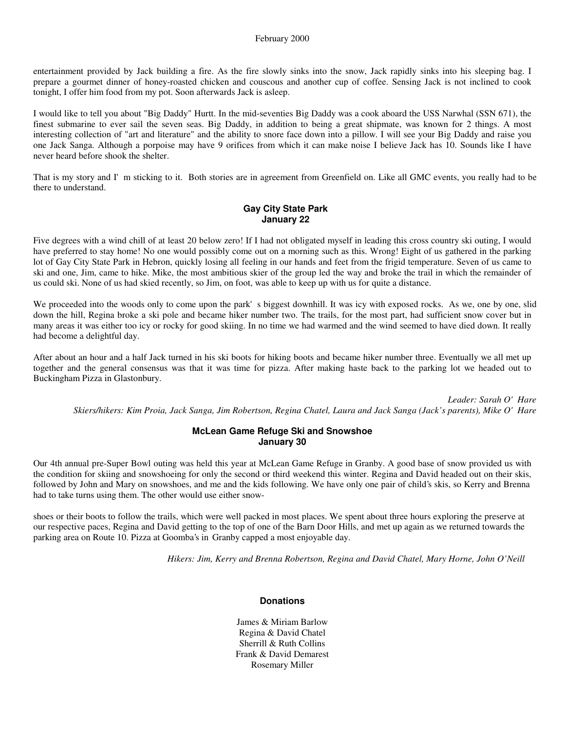entertainment provided by Jack building a fire. As the fire slowly sinks into the snow, Jack rapidly sinks into his sleeping bag. I prepare a gourmet dinner of honey-roasted chicken and couscous and another cup of coffee. Sensing Jack is not inclined to cook tonight, I offer him food from my pot. Soon afterwards Jack is asleep.

I would like to tell you about "Big Daddy" Hurtt. In the mid-seventies Big Daddy was a cook aboard the USS Narwhal (SSN 671), the finest submarine to ever sail the seven seas. Big Daddy, in addition to being a great shipmate, was known for 2 things. A most interesting collection of "art and literature" and the ability to snore face down into a pillow. I will see your Big Daddy and raise you one Jack Sanga. Although a porpoise may have 9 orifices from which it can make noise I believe Jack has 10. Sounds like I have never heard before shook the shelter.

That is my story and I'm sticking to it. Both stories are in agreement from Greenfield on. Like all GMC events, you really had to be there to understand.

### Gay City State Park
### January 22

Five degrees with a wind chill of at least 20 below zero! If I had not obligated myself in leading this cross country ski outing, I would have preferred to stay home! No one would possibly come out on a morning such as this. Wrong! Eight of us gathered in the parking lot of Gay City State Park in Hebron, quickly losing all feeling in our hands and feet from the frigid temperature. Seven of us came to ski and one, Jim, came to hike. Mike, the most ambitious skier of the group led the way and broke the trail in which the remainder of us could ski. None of us had skied recently, so Jim, on foot, was able to keep up with us for quite a distance.

We proceeded into the woods only to come upon the park's biggest downhill. It was icy with exposed rocks. As we, one by one, slid down the hill, Regina broke a ski pole and became hiker number two. The trails, for the most part, had sufficient snow cover but in many areas it was either too icy or rocky for good skiing. In no time we had warmed and the wind seemed to have died down. It really had become a delightful day.

After about an hour and a half Jack turned in his ski boots for hiking boots and became hiker number three. Eventually we all met up together and the general consensus was that it was time for pizza. After making haste back to the parking lot we headed out to Buckingham Pizza in Glastonbury.

*Leader: Sarah O'Hare*
*Skiers/hikers: Kim Proia, Jack Sanga, Jim Robertson, Regina Chatel, Laura and Jack Sanga (Jack's parents), Mike O'Hare*

### McLean Game Refuge Ski and Snowshoe
### January 30

Our 4th annual pre-Super Bowl outing was held this year at McLean Game Refuge in Granby. A good base of snow provided us with the condition for skiing and snowshoeing for only the second or third weekend this winter. Regina and David headed out on their skis, followed by John and Mary on snowshoes, and me and the kids following. We have only one pair of child's skis, so Kerry and Brenna had to take turns using them. The other would use either snowshoes or their boots to follow the trails, which were well packed in most places. We spent about three hours exploring the preserve at our respective paces, Regina and David getting to the top of one of the Barn Door Hills, and met up again as we returned towards the parking area on Route 10. Pizza at Goomba's in Granby capped a most enjoyable day.

*Hikers: Jim, Kerry and Brenna Robertson, Regina and David Chatel, Mary Horne, John O'Neill*

### Donations

James & Miriam Barlow
Regina & David Chatel
Sherrill & Ruth Collins
Frank & David Demarest
Rosemary Miller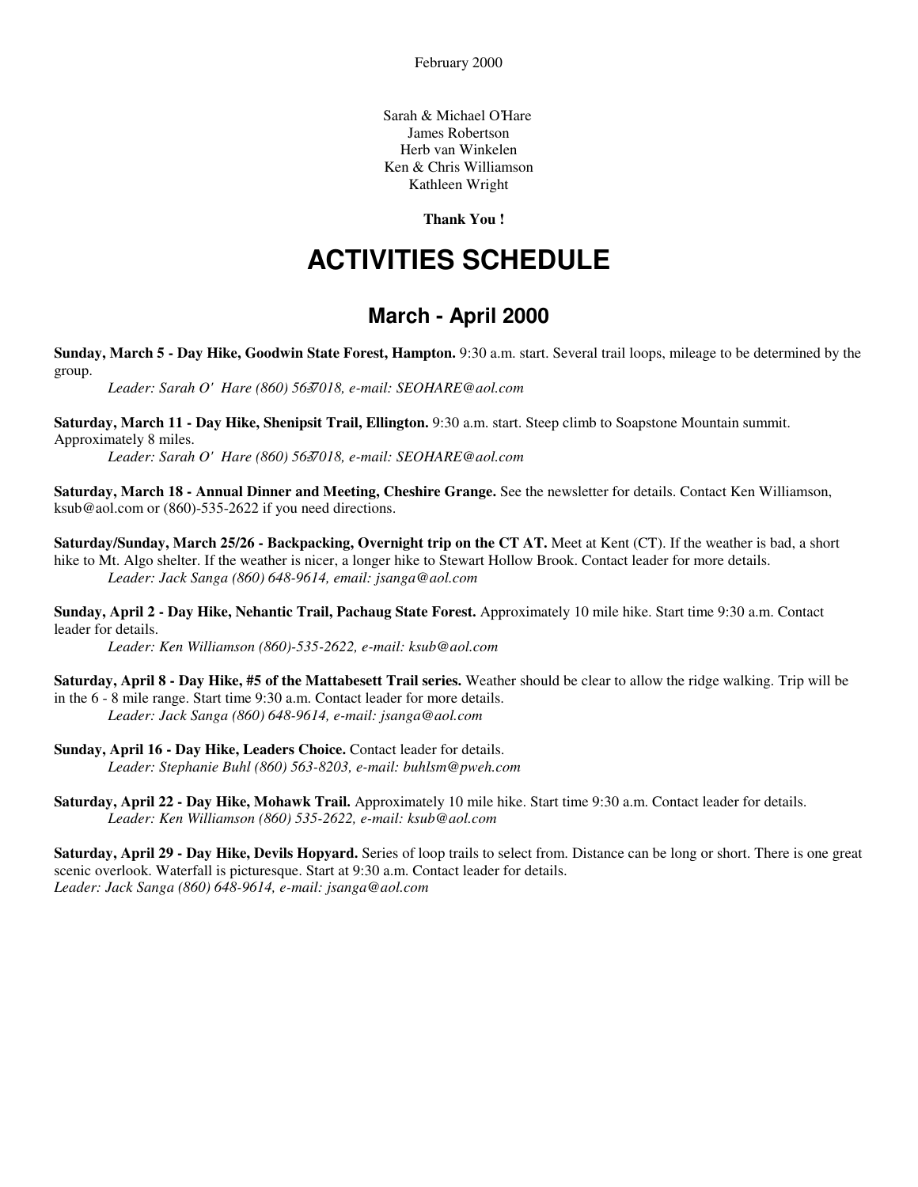February 2000

Sarah & Michael O'Hare
James Robertson
Herb van Winkelen
Ken & Chris Williamson
Kathleen Wright

**Thank You !**

# ACTIVITIES SCHEDULE

## March - April 2000

**Sunday, March 5 - Day Hike, Goodwin State Forest, Hampton.** 9:30 a.m. start. Several trail loops, mileage to be determined by the group.

*Leader: Sarah O' Hare (860) 563-7018, e-mail: SEOHARE@aol.com*

**Saturday, March 11 - Day Hike, Shenipsit Trail, Ellington.** 9:30 a.m. start. Steep climb to Soapstone Mountain summit. Approximately 8 miles.

*Leader: Sarah O' Hare (860) 563-7018, e-mail: SEOHARE@aol.com*

**Saturday, March 18 - Annual Dinner and Meeting, Cheshire Grange.** See the newsletter for details. Contact Ken Williamson, ksub@aol.com or (860)-535-2622 if you need directions.

**Saturday/Sunday, March 25/26 - Backpacking, Overnight trip on the CT AT.** Meet at Kent (CT). If the weather is bad, a short hike to Mt. Algo shelter. If the weather is nicer, a longer hike to Stewart Hollow Brook. Contact leader for more details.

*Leader: Jack Sanga (860) 648-9614, email: jsanga@aol.com*

**Sunday, April 2 - Day Hike, Nehantic Trail, Pachaug State Forest.** Approximately 10 mile hike. Start time 9:30 a.m. Contact leader for details.

*Leader: Ken Williamson (860)-535-2622, e-mail: ksub@aol.com*

**Saturday, April 8 - Day Hike, #5 of the Mattabesett Trail series.** Weather should be clear to allow the ridge walking. Trip will be in the 6 - 8 mile range. Start time 9:30 a.m. Contact leader for more details.

*Leader: Jack Sanga (860) 648-9614, e-mail: jsanga@aol.com*

**Sunday, April 16 - Day Hike, Leaders Choice.** Contact leader for details.

*Leader: Stephanie Buhl (860) 563-8203, e-mail: buhlsm@pweh.com*

**Saturday, April 22 - Day Hike, Mohawk Trail.** Approximately 10 mile hike. Start time 9:30 a.m. Contact leader for details.

*Leader: Ken Williamson (860) 535-2622, e-mail: ksub@aol.com*

**Saturday, April 29 - Day Hike, Devils Hopyard.** Series of loop trails to select from. Distance can be long or short. There is one great scenic overlook. Waterfall is picturesque. Start at 9:30 a.m. Contact leader for details.

*Leader: Jack Sanga (860) 648-9614, e-mail: jsanga@aol.com*